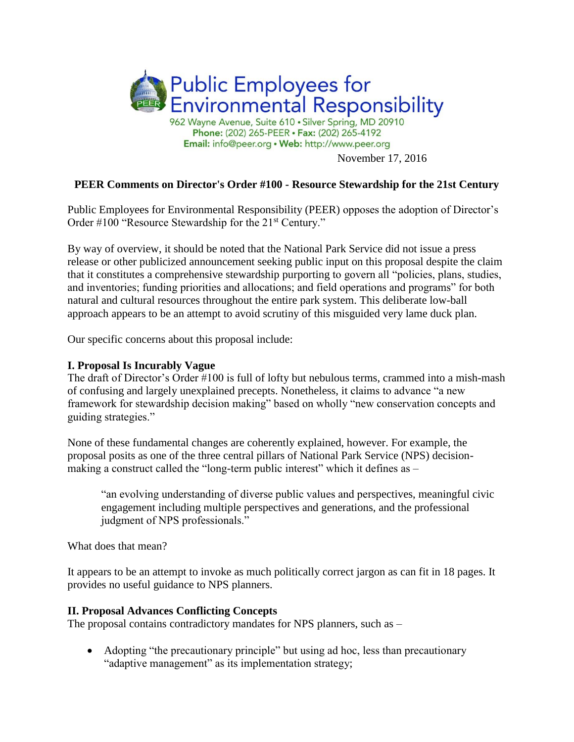**Public Employees for Environmental Responsibility**

962 Wayne Avenue, Suite 610 • Silver Spring, MD 20910
**Phone:** (202) 265-PEER • **Fax:** (202) 265-4192
**Email:** info@peer.org • **Web:** http://www.peer.org

November 17, 2016

## PEER Comments on Director's Order #100 - Resource Stewardship for the 21st Century

Public Employees for Environmental Responsibility (PEER) opposes the adoption of Director's Order #100 "Resource Stewardship for the 21st Century."

By way of overview, it should be noted that the National Park Service did not issue a press release or other publicized announcement seeking public input on this proposal despite the claim that it constitutes a comprehensive stewardship purporting to govern all "policies, plans, studies, and inventories; funding priorities and allocations; and field operations and programs" for both natural and cultural resources throughout the entire park system. This deliberate low-ball approach appears to be an attempt to avoid scrutiny of this misguided very lame duck plan.

Our specific concerns about this proposal include:

### I. Proposal Is Incurably Vague

The draft of Director's Order #100 is full of lofty but nebulous terms, crammed into a mish-mash of confusing and largely unexplained precepts. Nonetheless, it claims to advance "a new framework for stewardship decision making" based on wholly "new conservation concepts and guiding strategies."

None of these fundamental changes are coherently explained, however. For example, the proposal posits as one of the three central pillars of National Park Service (NPS) decision-making a construct called the "long-term public interest" which it defines as –

> "an evolving understanding of diverse public values and perspectives, meaningful civic engagement including multiple perspectives and generations, and the professional judgment of NPS professionals."

What does that mean?

It appears to be an attempt to invoke as much politically correct jargon as can fit in 18 pages. It provides no useful guidance to NPS planners.

### II. Proposal Advances Conflicting Concepts

The proposal contains contradictory mandates for NPS planners, such as –

- Adopting "the precautionary principle" but using ad hoc, less than precautionary "adaptive management" as its implementation strategy;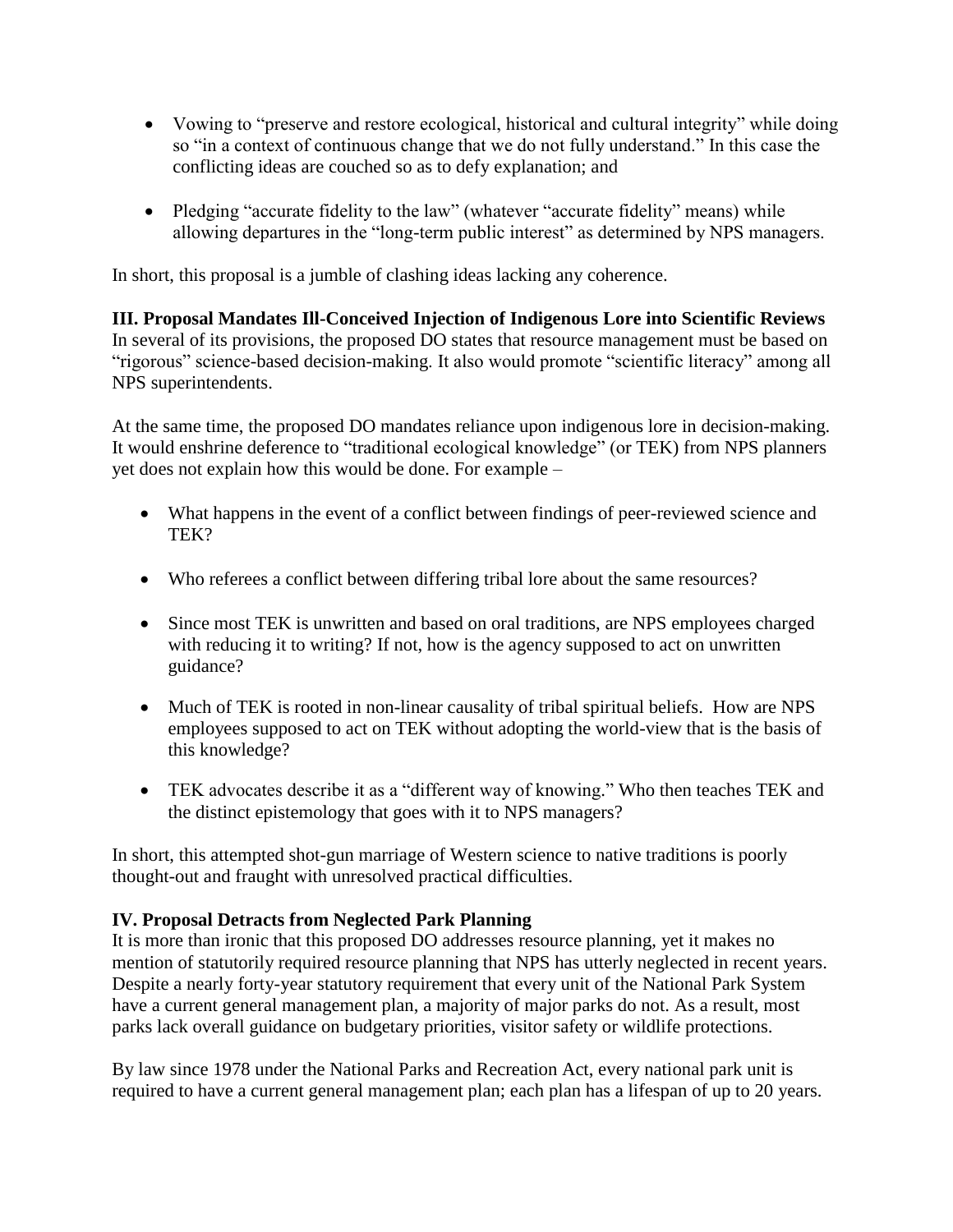- Vowing to "preserve and restore ecological, historical and cultural integrity" while doing so "in a context of continuous change that we do not fully understand." In this case the conflicting ideas are couched so as to defy explanation; and

- Pledging "accurate fidelity to the law" (whatever "accurate fidelity" means) while allowing departures in the "long-term public interest" as determined by NPS managers.

In short, this proposal is a jumble of clashing ideas lacking any coherence.

**III. Proposal Mandates Ill-Conceived Injection of Indigenous Lore into Scientific Reviews**

In several of its provisions, the proposed DO states that resource management must be based on "rigorous" science-based decision-making. It also would promote "scientific literacy" among all NPS superintendents.

At the same time, the proposed DO mandates reliance upon indigenous lore in decision-making. It would enshrine deference to "traditional ecological knowledge" (or TEK) from NPS planners yet does not explain how this would be done. For example –

- What happens in the event of a conflict between findings of peer-reviewed science and TEK?

- Who referees a conflict between differing tribal lore about the same resources?

- Since most TEK is unwritten and based on oral traditions, are NPS employees charged with reducing it to writing? If not, how is the agency supposed to act on unwritten guidance?

- Much of TEK is rooted in non-linear causality of tribal spiritual beliefs. How are NPS employees supposed to act on TEK without adopting the world-view that is the basis of this knowledge?

- TEK advocates describe it as a "different way of knowing." Who then teaches TEK and the distinct epistemology that goes with it to NPS managers?

In short, this attempted shot-gun marriage of Western science to native traditions is poorly thought-out and fraught with unresolved practical difficulties.

**IV. Proposal Detracts from Neglected Park Planning**

It is more than ironic that this proposed DO addresses resource planning, yet it makes no mention of statutorily required resource planning that NPS has utterly neglected in recent years. Despite a nearly forty-year statutory requirement that every unit of the National Park System have a current general management plan, a majority of major parks do not. As a result, most parks lack overall guidance on budgetary priorities, visitor safety or wildlife protections.

By law since 1978 under the National Parks and Recreation Act, every national park unit is required to have a current general management plan; each plan has a lifespan of up to 20 years.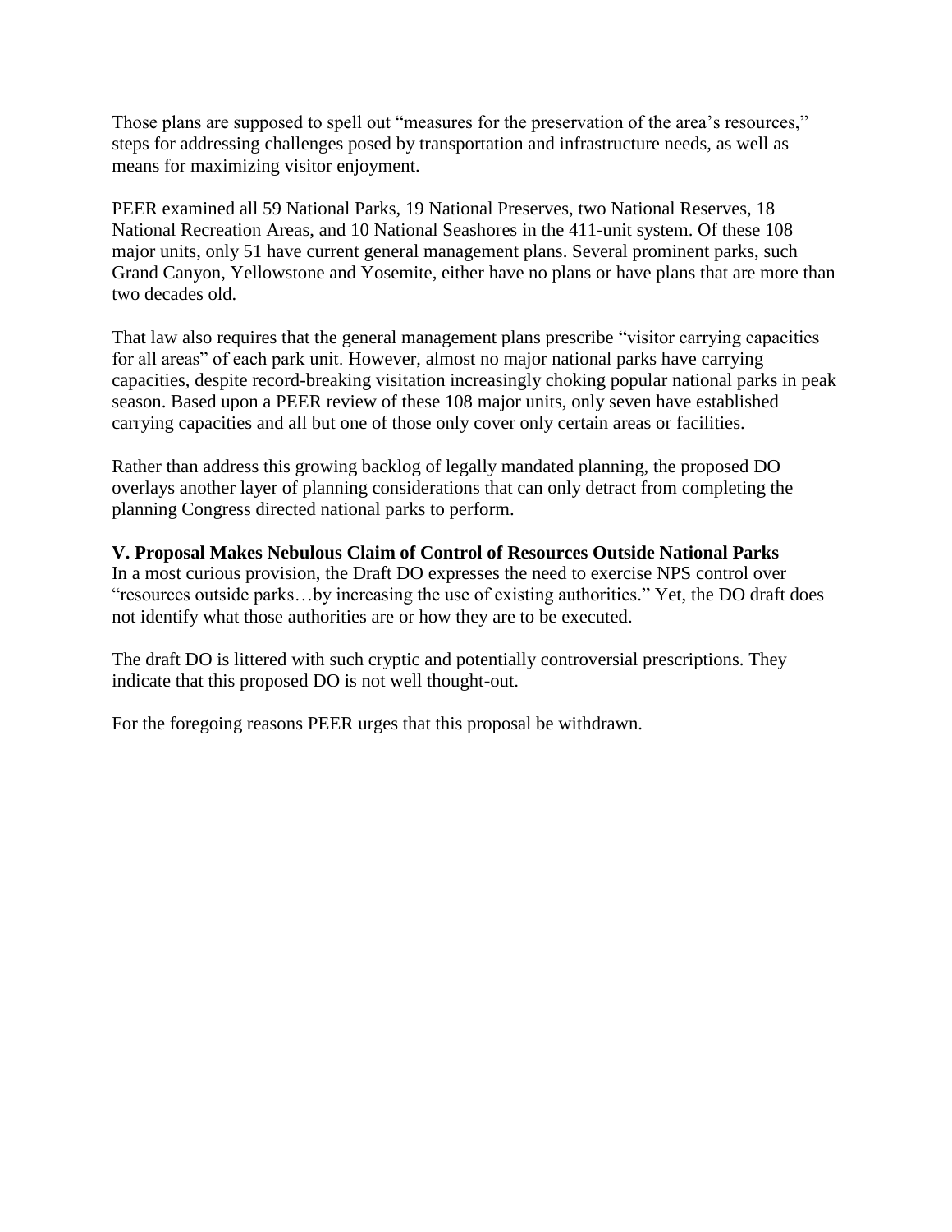Those plans are supposed to spell out "measures for the preservation of the area's resources," steps for addressing challenges posed by transportation and infrastructure needs, as well as means for maximizing visitor enjoyment.

PEER examined all 59 National Parks, 19 National Preserves, two National Reserves, 18 National Recreation Areas, and 10 National Seashores in the 411-unit system. Of these 108 major units, only 51 have current general management plans. Several prominent parks, such Grand Canyon, Yellowstone and Yosemite, either have no plans or have plans that are more than two decades old.

That law also requires that the general management plans prescribe "visitor carrying capacities for all areas" of each park unit. However, almost no major national parks have carrying capacities, despite record-breaking visitation increasingly choking popular national parks in peak season. Based upon a PEER review of these 108 major units, only seven have established carrying capacities and all but one of those only cover only certain areas or facilities.

Rather than address this growing backlog of legally mandated planning, the proposed DO overlays another layer of planning considerations that can only detract from completing the planning Congress directed national parks to perform.

**V. Proposal Makes Nebulous Claim of Control of Resources Outside National Parks**

In a most curious provision, the Draft DO expresses the need to exercise NPS control over "resources outside parks…by increasing the use of existing authorities." Yet, the DO draft does not identify what those authorities are or how they are to be executed.

The draft DO is littered with such cryptic and potentially controversial prescriptions. They indicate that this proposed DO is not well thought-out.

For the foregoing reasons PEER urges that this proposal be withdrawn.